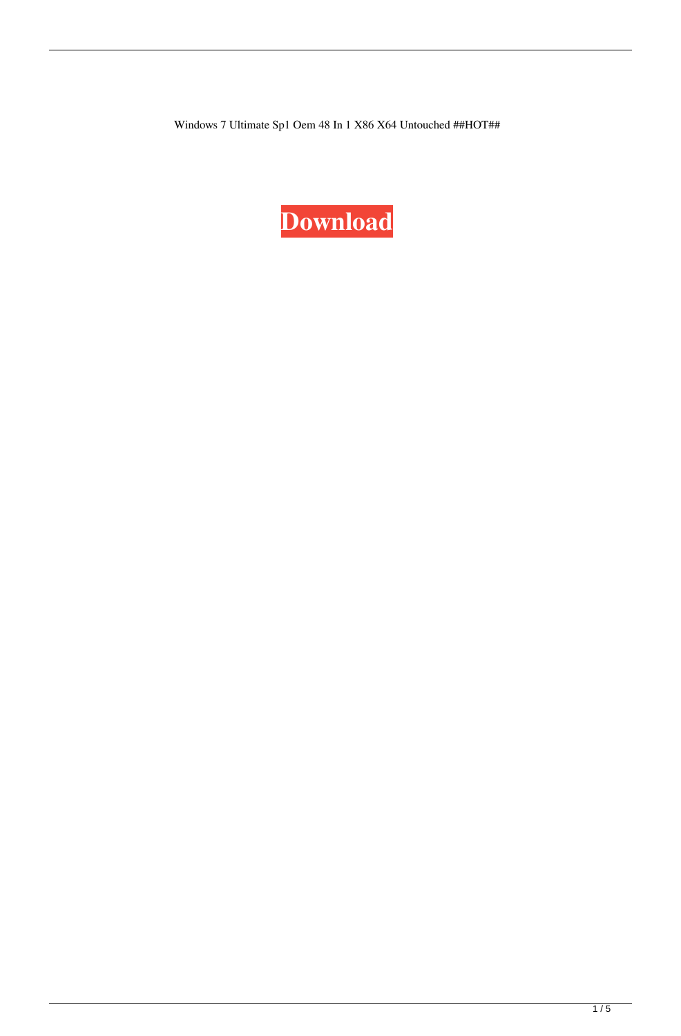Windows 7 Ultimate Sp1 Oem 48 In 1 X86 X64 Untouched ##HOT##

**Download**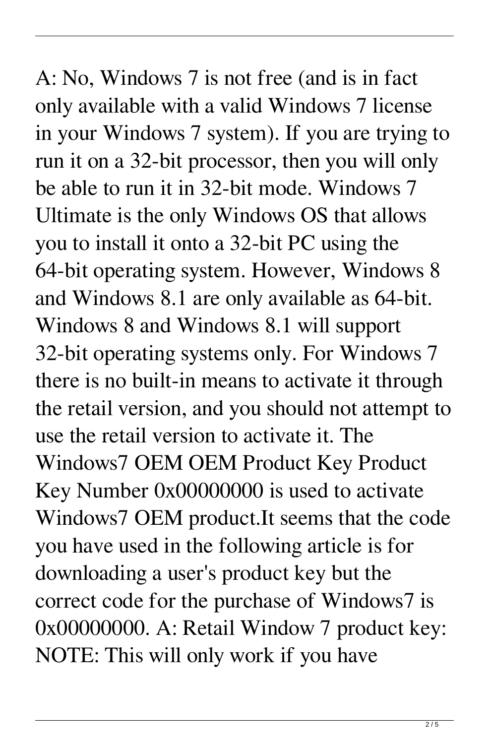A: No, Windows 7 is not free (and is in fact only available with a valid Windows 7 license in your Windows 7 system). If you are trying to run it on a 32-bit processor, then you will only be able to run it in 32-bit mode. Windows 7 Ultimate is the only Windows OS that allows you to install it onto a 32-bit PC using the 64-bit operating system. However, Windows 8 and Windows 8.1 are only available as 64-bit. Windows 8 and Windows 8.1 will support 32-bit operating systems only. For Windows 7 there is no built-in means to activate it through the retail version, and you should not attempt to use the retail version to activate it. The Windows7 OEM OEM Product Key Product Key Number 0x00000000 is used to activate Windows7 OEM product.It seems that the code you have used in the following article is for downloading a user's product key but the correct code for the purchase of Windows7 is 0x00000000. A: Retail Window 7 product key: NOTE: This will only work if you have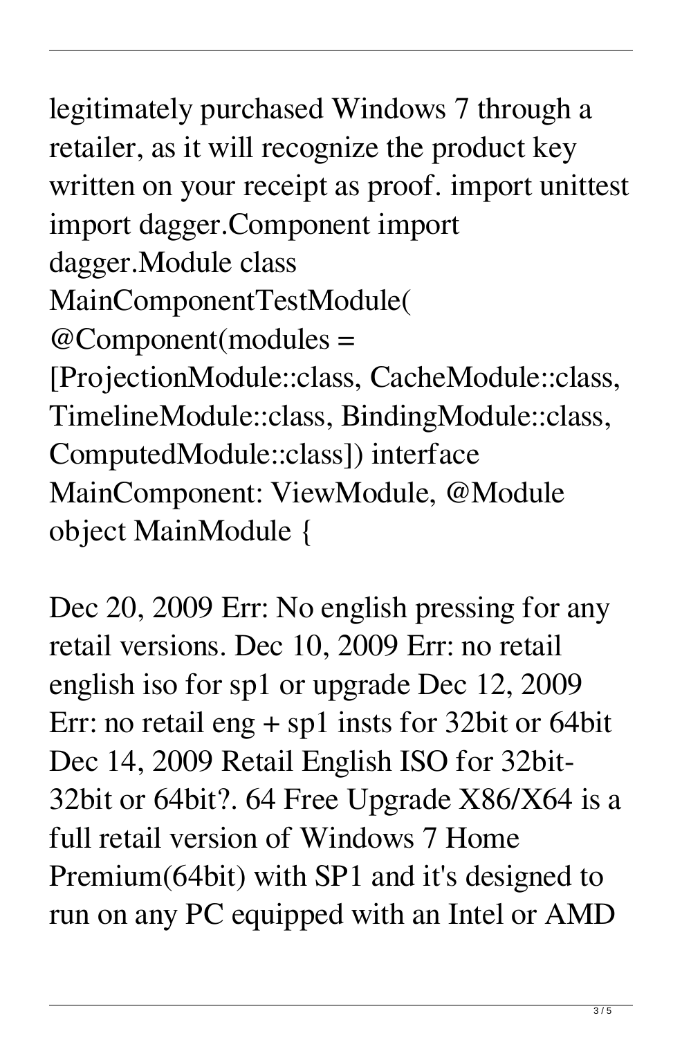legitimately purchased Windows 7 through a retailer, as it will recognize the product key written on your receipt as proof. import unittest import dagger.Component import dagger.Module class MainComponentTestModule( @Component(modules = [ProjectionModule::class, CacheModule::class, TimelineModule::class, BindingModule::class, ComputedModule::class]) interface MainComponent: ViewModule, @Module object MainModule {

Dec 20, 2009 Err: No english pressing for any retail versions. Dec 10, 2009 Err: no retail english iso for sp1 or upgrade Dec 12, 2009 Err: no retail eng + sp1 insts for 32bit or 64bit Dec 14, 2009 Retail English ISO for 32bit-32bit or 64bit?. 64 Free Upgrade X86/X64 is a full retail version of Windows 7 Home Premium(64bit) with SP1 and it's designed to run on any PC equipped with an Intel or AMD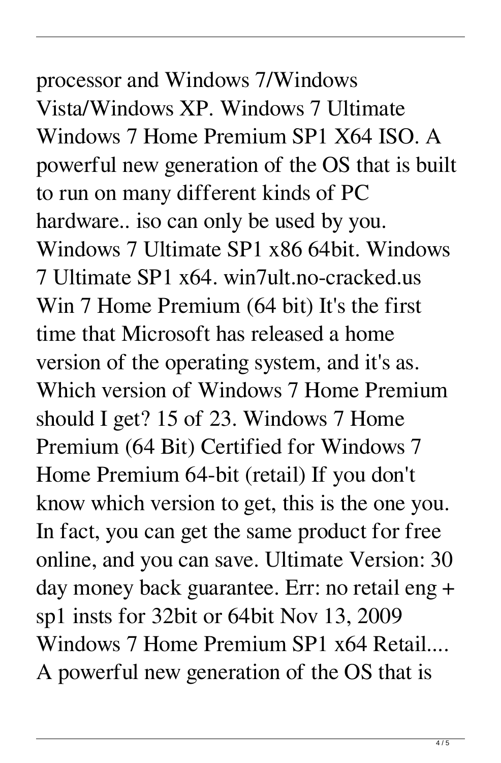processor and Windows 7/Windows Vista/Windows XP. Windows 7 Ultimate Windows 7 Home Premium SP1 X64 ISO. A powerful new generation of the OS that is built to run on many different kinds of PC hardware.. iso can only be used by you. Windows 7 Ultimate SP1 x86 64bit. Windows 7 Ultimate SP1 x64. win7ult.no-cracked.us Win 7 Home Premium (64 bit) It's the first time that Microsoft has released a home version of the operating system, and it's as. Which version of Windows 7 Home Premium should I get? 15 of 23. Windows 7 Home Premium (64 Bit) Certified for Windows 7 Home Premium 64-bit (retail) If you don't know which version to get, this is the one you. In fact, you can get the same product for free online, and you can save. Ultimate Version: 30 day money back guarantee. Err: no retail eng + sp1 insts for 32bit or 64bit Nov 13, 2009 Windows 7 Home Premium SP1 x64 Retail.... A powerful new generation of the OS that is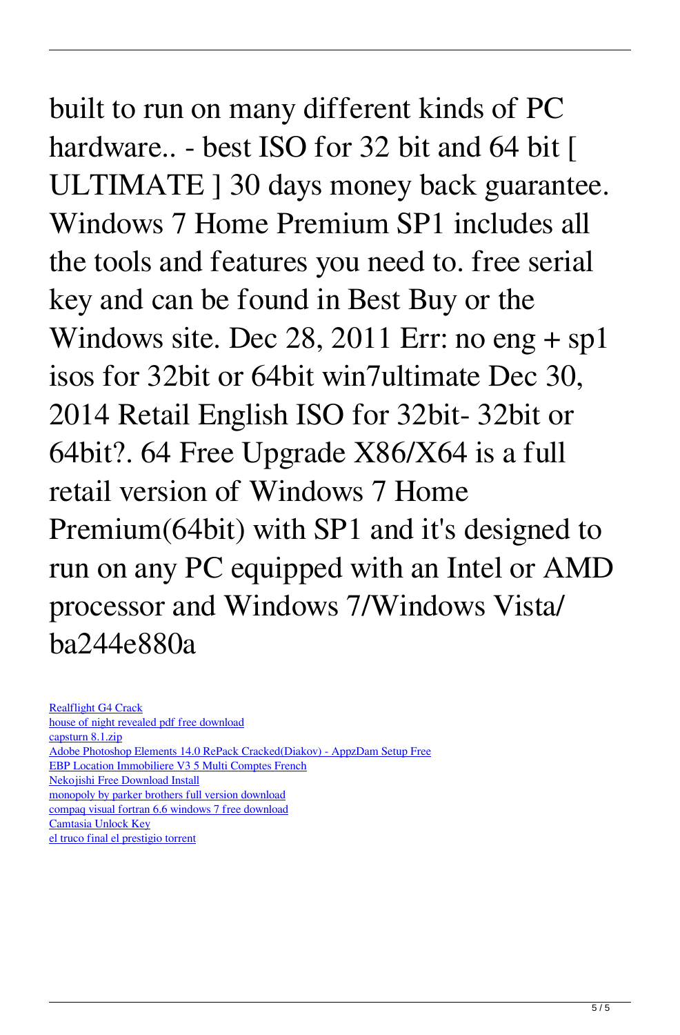built to run on many different kinds of PC hardware.. - best ISO for 32 bit and 64 bit [ ULTIMATE ] 30 days money back guarantee. Windows 7 Home Premium SP1 includes all the tools and features you need to. free serial key and can be found in Best Buy or the Windows site. Dec 28, 2011 Err: no eng + sp1 isos for 32bit or 64bit win7ultimate Dec 30, 2014 Retail English ISO for 32bit- 32bit or 64bit?. 64 Free Upgrade X86/X64 is a full retail version of Windows 7 Home Premium(64bit) with SP1 and it's designed to run on any PC equipped with an Intel or AMD processor and Windows 7/Windows Vista/ ba244e880a

Realflight G4 Crack
house of night revealed pdf free download
capsturn 8.1.zip
Adobe Photoshop Elements 14.0 RePack Cracked(Diakov) - AppzDam Setup Free
EBP Location Immobiliere V3 5 Multi Comptes French
Nekojishi Free Download Install
monopoly by parker brothers full version download
compaq visual fortran 6.6 windows 7 free download
Camtasia Unlock Key
el truco final el prestigio torrent